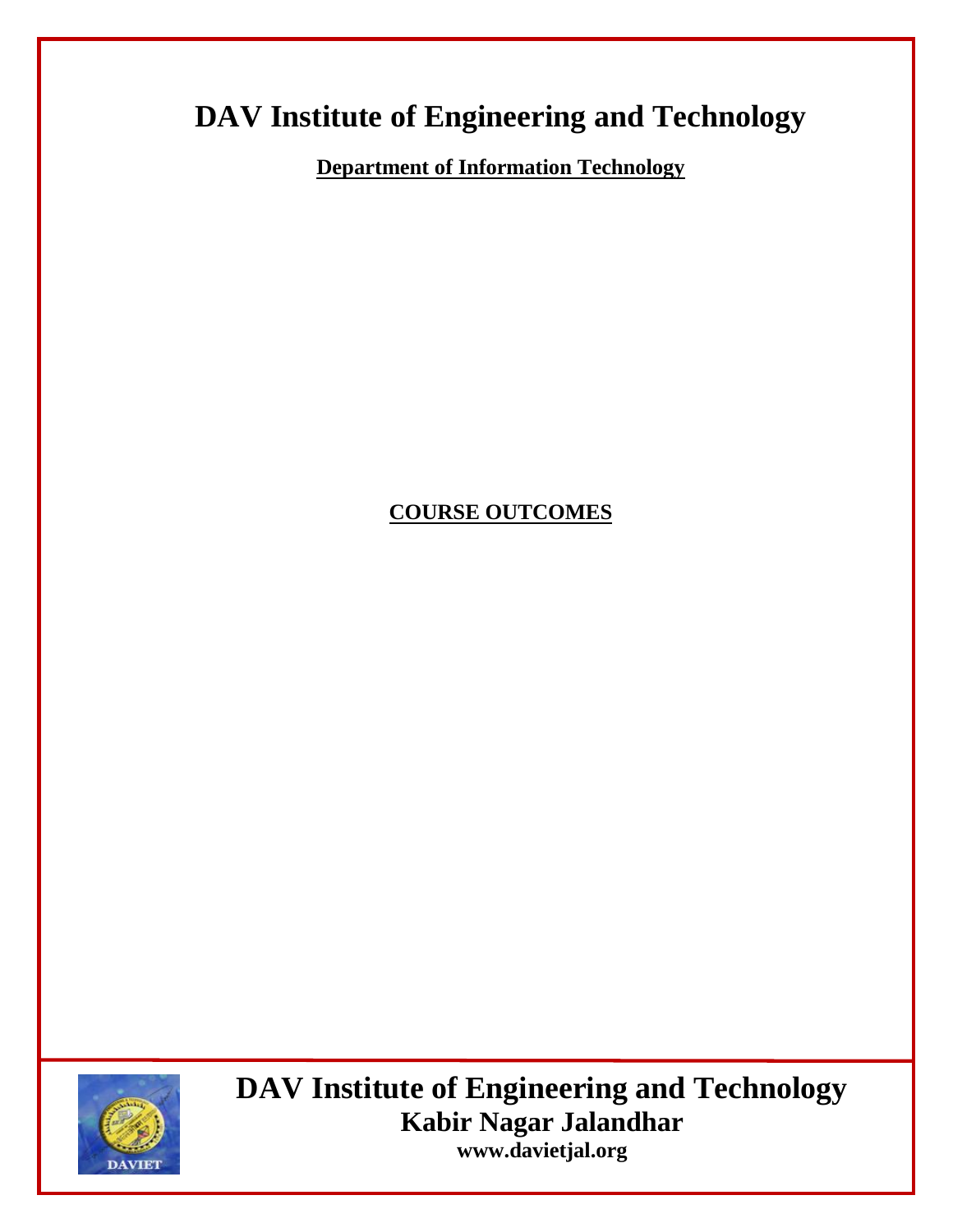# DAV Institute of Engineering and Technology

**Department of Information Technology**

**COURSE OUTCOMES**

**DAV Institute of Engineering and Technology**

**Kabir Nagar Jalandhar**

**www.davietjal.org**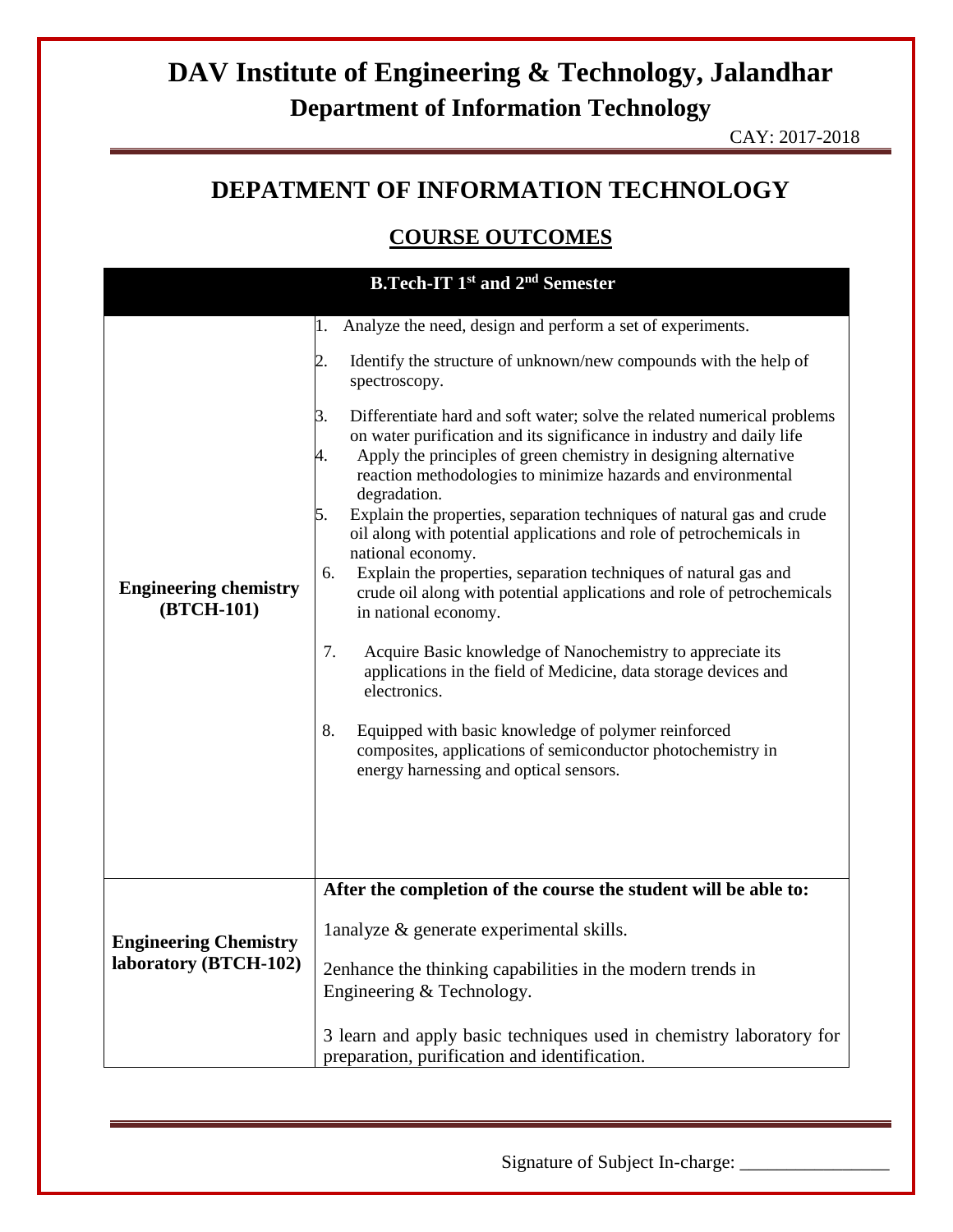# DAV Institute of Engineering & Technology, Jalandhar

## Department of Information Technology

CAY: 2017-2018

## DEPATMENT OF INFORMATION TECHNOLOGY

## COURSE OUTCOMES

| B.Tech-IT 1st and 2nd Semester | |
|---|---|
| **Engineering chemistry (BTCH-101)** | 1. Analyze the need, design and perform a set of experiments.<br>2. Identify the structure of unknown/new compounds with the help of spectroscopy.<br>3. Differentiate hard and soft water; solve the related numerical problems on water purification and its significance in industry and daily life<br>4. Apply the principles of green chemistry in designing alternative reaction methodologies to minimize hazards and environmental degradation.<br>5. Explain the properties, separation techniques of natural gas and crude oil along with potential applications and role of petrochemicals in national economy.<br>6. Explain the properties, separation techniques of natural gas and crude oil along with potential applications and role of petrochemicals in national economy.<br>7. Acquire Basic knowledge of Nanochemistry to appreciate its applications in the field of Medicine, data storage devices and electronics.<br>8. Equipped with basic knowledge of polymer reinforced composites, applications of semiconductor photochemistry in energy harnessing and optical sensors. |
| **Engineering Chemistry laboratory (BTCH-102)** | **After the completion of the course the student will be able to:**<br>1analyze & generate experimental skills.<br>2enhance the thinking capabilities in the modern trends in Engineering & Technology.<br>3 learn and apply basic techniques used in chemistry laboratory for preparation, purification and identification. |

Signature of Subject In-charge: ________________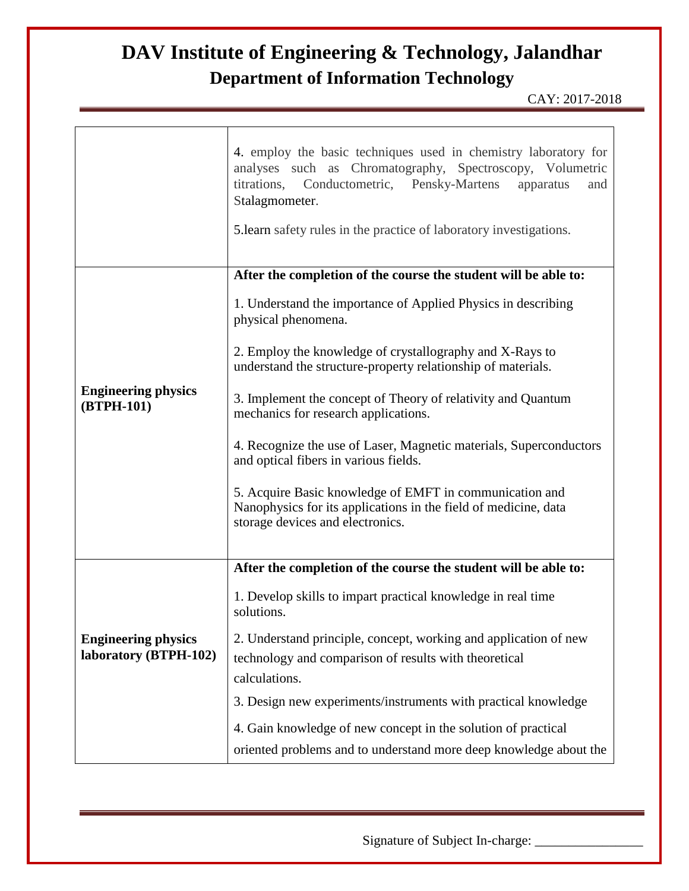| | |
|---|---|
| | 4. employ the basic techniques used in chemistry laboratory for analyses such as Chromatography, Spectroscopy, Volumetric titrations, Conductometric, Pensky-Martens apparatus and Stalagmometer.<br><br>5.learn safety rules in the practice of laboratory investigations. |
| **Engineering physics (BTPH-101)** | **After the completion of the course the student will be able to:**<br><br>1. Understand the importance of Applied Physics in describing physical phenomena.<br><br>2. Employ the knowledge of crystallography and X-Rays to understand the structure-property relationship of materials.<br><br>3. Implement the concept of Theory of relativity and Quantum mechanics for research applications.<br><br>4. Recognize the use of Laser, Magnetic materials, Superconductors and optical fibers in various fields.<br><br>5. Acquire Basic knowledge of EMFT in communication and Nanophysics for its applications in the field of medicine, data storage devices and electronics. |
| **Engineering physics laboratory (BTPH-102)** | **After the completion of the course the student will be able to:**<br><br>1. Develop skills to impart practical knowledge in real time solutions.<br><br>2. Understand principle, concept, working and application of new technology and comparison of results with theoretical calculations.<br><br>3. Design new experiments/instruments with practical knowledge<br><br>4. Gain knowledge of new concept in the solution of practical oriented problems and to understand more deep knowledge about the |

Signature of Subject In-charge: _______________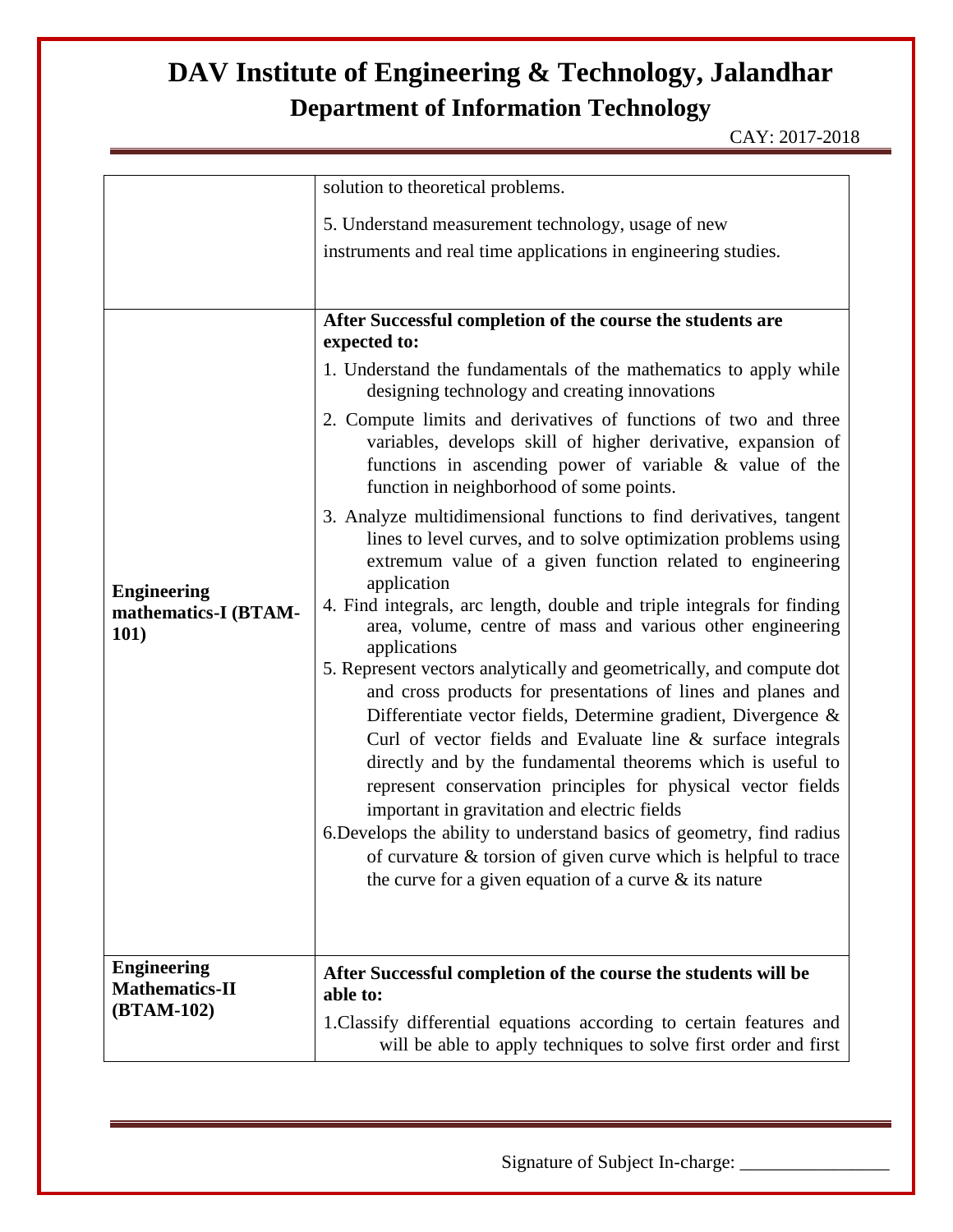| | |
|---|---|
| | solution to theoretical problems.<br><br>5. Understand measurement technology, usage of new instruments and real time applications in engineering studies. |
| **Engineering mathematics-I (BTAM-101)** | **After Successful completion of the course the students are expected to:**<br><br>1. Understand the fundamentals of the mathematics to apply while designing technology and creating innovations<br><br>2. Compute limits and derivatives of functions of two and three variables, develops skill of higher derivative, expansion of functions in ascending power of variable & value of the function in neighborhood of some points.<br><br>3. Analyze multidimensional functions to find derivatives, tangent lines to level curves, and to solve optimization problems using extremum value of a given function related to engineering application<br>4. Find integrals, arc length, double and triple integrals for finding area, volume, centre of mass and various other engineering applications<br>5. Represent vectors analytically and geometrically, and compute dot and cross products for presentations of lines and planes and Differentiate vector fields, Determine gradient, Divergence & Curl of vector fields and Evaluate line & surface integrals directly and by the fundamental theorems which is useful to represent conservation principles for physical vector fields important in gravitation and electric fields<br>6.Develops the ability to understand basics of geometry, find radius of curvature & torsion of given curve which is helpful to trace the curve for a given equation of a curve & its nature |
| **Engineering Mathematics-II (BTAM-102)** | **After Successful completion of the course the students will be able to:**<br><br>1.Classify differential equations according to certain features and will be able to apply techniques to solve first order and first |

Signature of Subject In-charge: ________________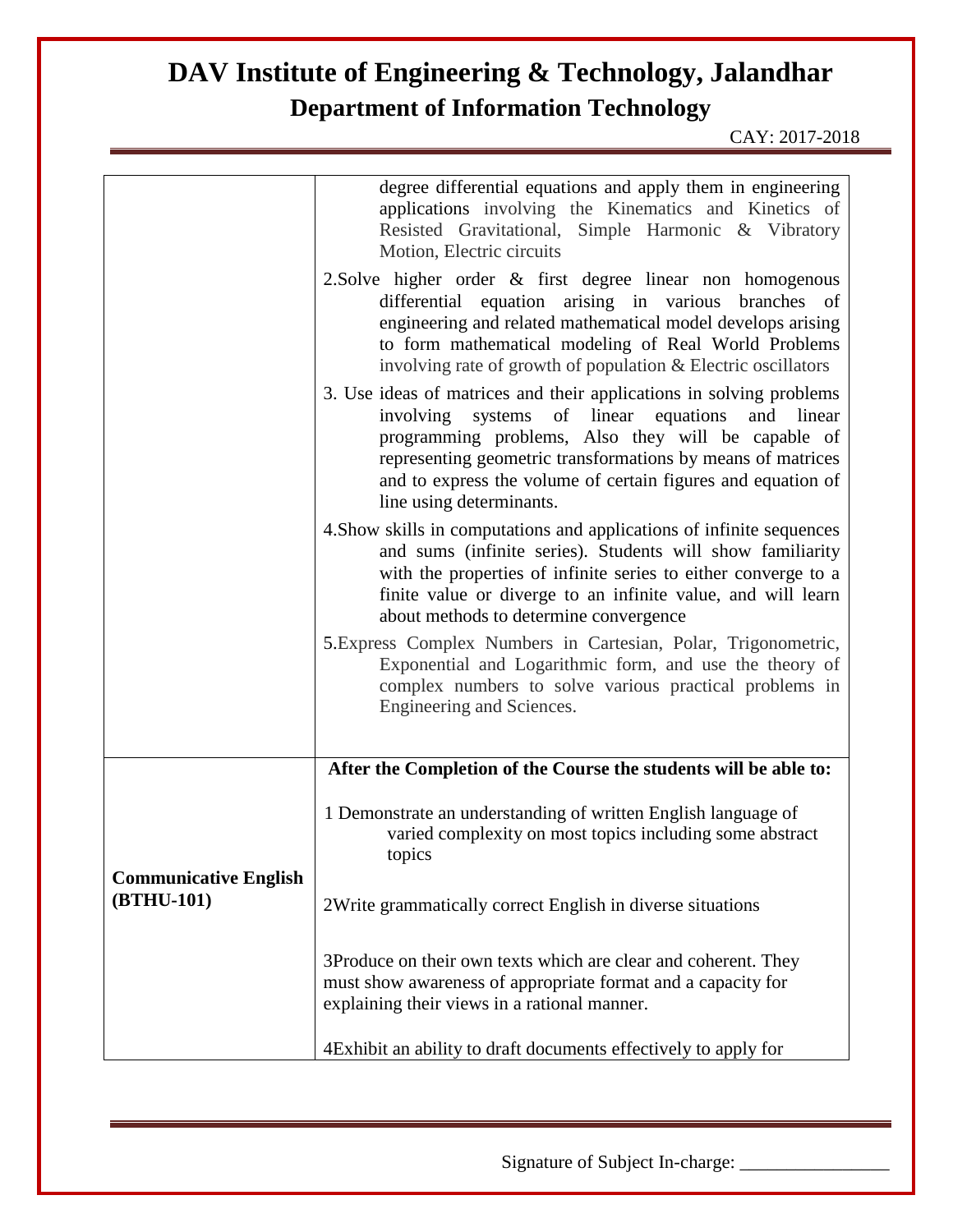| | |
|---|---|
| | degree differential equations and apply them in engineering applications involving the Kinematics and Kinetics of Resisted Gravitational, Simple Harmonic & Vibratory Motion, Electric circuits<br><br>2.Solve higher order & first degree linear non homogenous differential equation arising in various branches of engineering and related mathematical model develops arising to form mathematical modeling of Real World Problems involving rate of growth of population & Electric oscillators<br><br>3. Use ideas of matrices and their applications in solving problems involving systems of linear equations and linear programming problems, Also they will be capable of representing geometric transformations by means of matrices and to express the volume of certain figures and equation of line using determinants.<br><br>4.Show skills in computations and applications of infinite sequences and sums (infinite series). Students will show familiarity with the properties of infinite series to either converge to a finite value or diverge to an infinite value, and will learn about methods to determine convergence<br><br>5.Express Complex Numbers in Cartesian, Polar, Trigonometric, Exponential and Logarithmic form, and use the theory of complex numbers to solve various practical problems in Engineering and Sciences. |
| **Communicative English (BTHU-101)** | **After the Completion of the Course the students will be able to:**<br><br>1 Demonstrate an understanding of written English language of varied complexity on most topics including some abstract topics<br><br>2Write grammatically correct English in diverse situations<br><br>3Produce on their own texts which are clear and coherent. They must show awareness of appropriate format and a capacity for explaining their views in a rational manner.<br><br>4Exhibit an ability to draft documents effectively to apply for |

Signature of Subject In-charge: _______________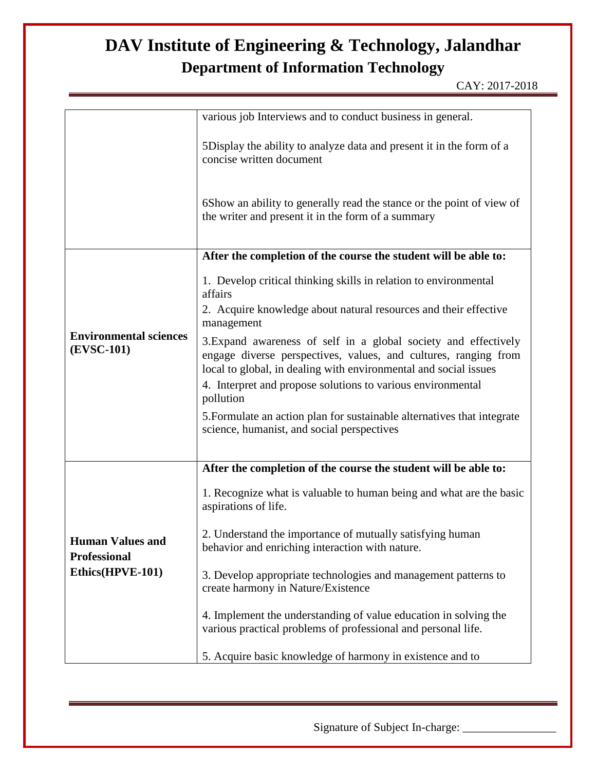| | |
|---|---|
| | various job Interviews and to conduct business in general.<br><br>5Display the ability to analyze data and present it in the form of a concise written document<br><br>6Show an ability to generally read the stance or the point of view of the writer and present it in the form of a summary |
| **Environmental sciences (EVSC-101)** | **After the completion of the course the student will be able to:**<br><br>1. Develop critical thinking skills in relation to environmental affairs<br>2. Acquire knowledge about natural resources and their effective management<br>3.Expand awareness of self in a global society and effectively engage diverse perspectives, values, and cultures, ranging from local to global, in dealing with environmental and social issues<br>4. Interpret and propose solutions to various environmental pollution<br>5.Formulate an action plan for sustainable alternatives that integrate science, humanist, and social perspectives |
| **Human Values and Professional Ethics(HPVE-101)** | **After the completion of the course the student will be able to:**<br><br>1. Recognize what is valuable to human being and what are the basic aspirations of life.<br><br>2. Understand the importance of mutually satisfying human behavior and enriching interaction with nature.<br><br>3. Develop appropriate technologies and management patterns to create harmony in Nature/Existence<br><br>4. Implement the understanding of value education in solving the various practical problems of professional and personal life.<br><br>5. Acquire basic knowledge of harmony in existence and to |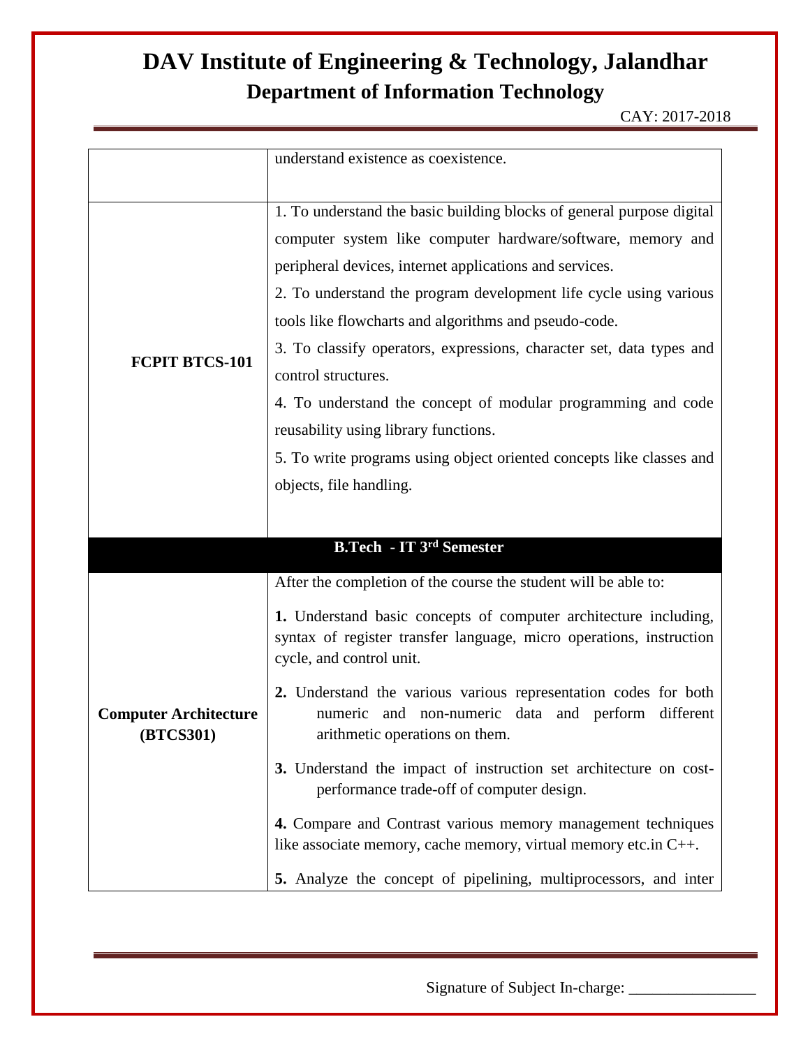| | |
|---|---|
| | understand existence as coexistence. |
| **FCPIT BTCS-101** | 1. To understand the basic building blocks of general purpose digital computer system like computer hardware/software, memory and peripheral devices, internet applications and services.<br>2. To understand the program development life cycle using various tools like flowcharts and algorithms and pseudo-code.<br>3. To classify operators, expressions, character set, data types and control structures.<br>4. To understand the concept of modular programming and code reusability using library functions.<br>5. To write programs using object oriented concepts like classes and objects, file handling. |
| **B.Tech - IT 3rd Semester** | |
| **Computer Architecture (BTCS301)** | After the completion of the course the student will be able to:<br>**1.** Understand basic concepts of computer architecture including, syntax of register transfer language, micro operations, instruction cycle, and control unit.<br>**2.** Understand the various various representation codes for both numeric and non-numeric data and perform different arithmetic operations on them.<br>**3.** Understand the impact of instruction set architecture on cost-performance trade-off of computer design.<br>**4.** Compare and Contrast various memory management techniques like associate memory, cache memory, virtual memory etc.in C++.<br>**5.** Analyze the concept of pipelining, multiprocessors, and inter |

Signature of Subject In-charge: ________________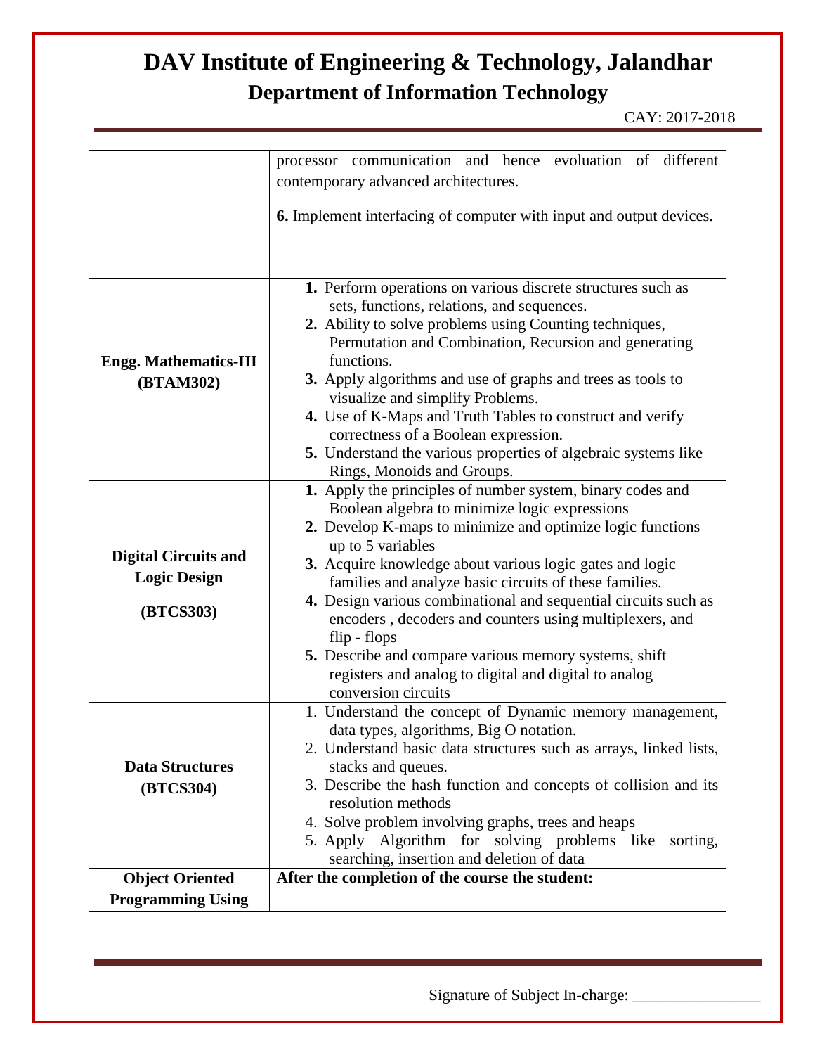| | |
|---|---|
| | processor communication and hence evoluation of different contemporary advanced architectures.<br><br>**6.** Implement interfacing of computer with input and output devices. |
| **Engg. Mathematics-III (BTAM302)** | **1.** Perform operations on various discrete structures such as sets, functions, relations, and sequences.<br>**2.** Ability to solve problems using Counting techniques, Permutation and Combination, Recursion and generating functions.<br>**3.** Apply algorithms and use of graphs and trees as tools to visualize and simplify Problems.<br>**4.** Use of K-Maps and Truth Tables to construct and verify correctness of a Boolean expression.<br>**5.** Understand the various properties of algebraic systems like Rings, Monoids and Groups. |
| **Digital Circuits and Logic Design (BTCS303)** | **1.** Apply the principles of number system, binary codes and Boolean algebra to minimize logic expressions<br>**2.** Develop K-maps to minimize and optimize logic functions up to 5 variables<br>**3.** Acquire knowledge about various logic gates and logic families and analyze basic circuits of these families.<br>**4.** Design various combinational and sequential circuits such as encoders , decoders and counters using multiplexers, and flip - flops<br>**5.** Describe and compare various memory systems, shift registers and analog to digital and digital to analog conversion circuits |
| **Data Structures (BTCS304)** | 1. Understand the concept of Dynamic memory management, data types, algorithms, Big O notation.<br>2. Understand basic data structures such as arrays, linked lists, stacks and queues.<br>3. Describe the hash function and concepts of collision and its resolution methods<br>4. Solve problem involving graphs, trees and heaps<br>5. Apply Algorithm for solving problems like sorting, searching, insertion and deletion of data |
| **Object Oriented Programming Using** | **After the completion of the course the student:** |

Signature of Subject In-charge: ________________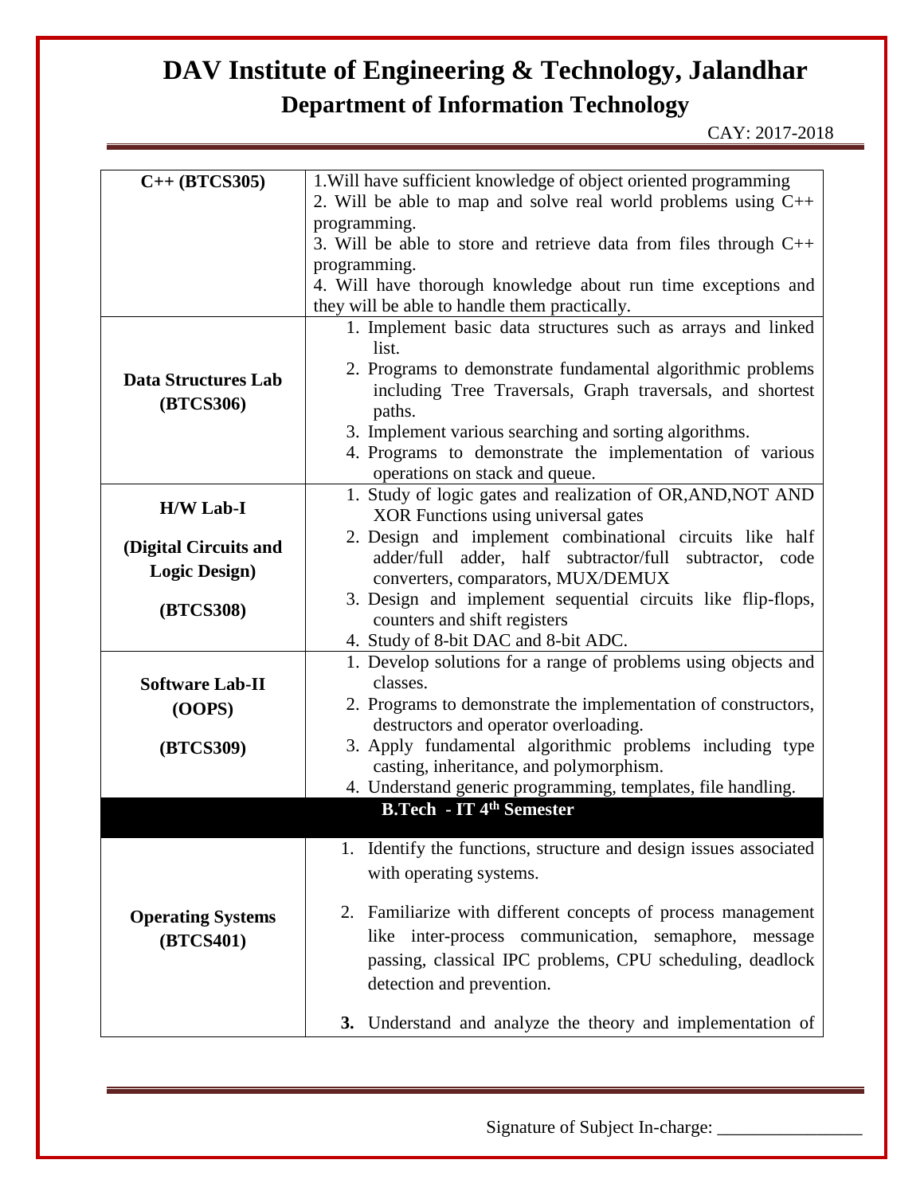# DAV Institute of Engineering & Technology, Jalandhar

## Department of Information Technology

CAY: 2017-2018

| | |
|---|---|
| **C++ (BTCS305)** | 1.Will have sufficient knowledge of object oriented programming<br>2. Will be able to map and solve real world problems using C++ programming.<br>3. Will be able to store and retrieve data from files through C++ programming.<br>4. Will have thorough knowledge about run time exceptions and they will be able to handle them practically. |
| **Data Structures Lab (BTCS306)** | 1. Implement basic data structures such as arrays and linked list.<br>2. Programs to demonstrate fundamental algorithmic problems including Tree Traversals, Graph traversals, and shortest paths.<br>3. Implement various searching and sorting algorithms.<br>4. Programs to demonstrate the implementation of various operations on stack and queue. |
| **H/W Lab-I (Digital Circuits and Logic Design) (BTCS308)** | 1. Study of logic gates and realization of OR,AND,NOT AND XOR Functions using universal gates<br>2. Design and implement combinational circuits like half adder/full adder, half subtractor/full subtractor, code converters, comparators, MUX/DEMUX<br>3. Design and implement sequential circuits like flip-flops, counters and shift registers<br>4. Study of 8-bit DAC and 8-bit ADC. |
| **Software Lab-II (OOPS) (BTCS309)** | 1. Develop solutions for a range of problems using objects and classes.<br>2. Programs to demonstrate the implementation of constructors, destructors and operator overloading.<br>3. Apply fundamental algorithmic problems including type casting, inheritance, and polymorphism.<br>4. Understand generic programming, templates, file handling. |
| **B.Tech - IT 4th Semester** | |
| **Operating Systems (BTCS401)** | 1. Identify the functions, structure and design issues associated with operating systems.<br>2. Familiarize with different concepts of process management like inter-process communication, semaphore, message passing, classical IPC problems, CPU scheduling, deadlock detection and prevention.<br>**3.** Understand and analyze the theory and implementation of |

Signature of Subject In-charge: ________________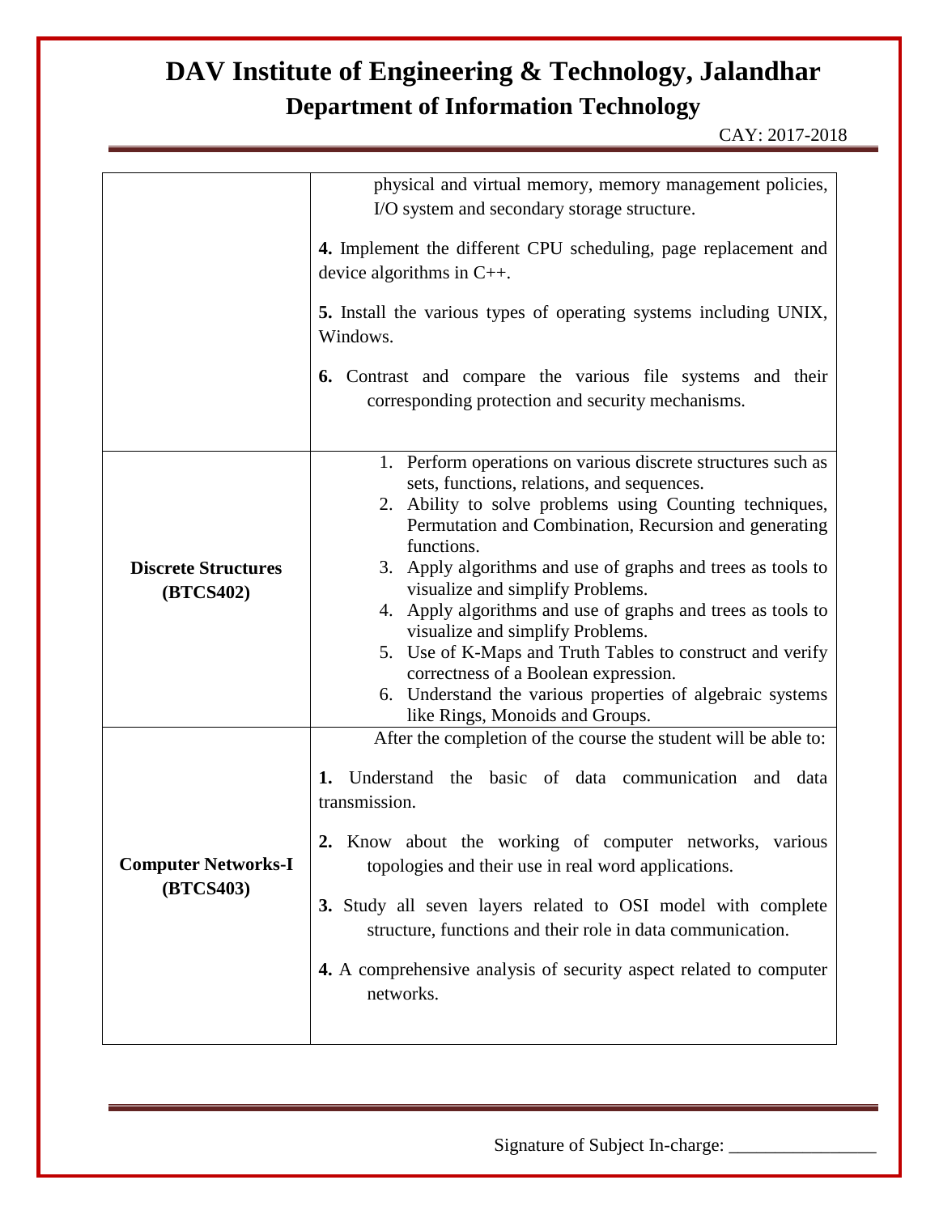| | |
|---|---|
| | physical and virtual memory, memory management policies, I/O system and secondary storage structure.<br><br>**4.** Implement the different CPU scheduling, page replacement and device algorithms in C++.<br><br>**5.** Install the various types of operating systems including UNIX, Windows.<br><br>**6.** Contrast and compare the various file systems and their corresponding protection and security mechanisms. |
| **Discrete Structures (BTCS402)** | 1. Perform operations on various discrete structures such as sets, functions, relations, and sequences.<br>2. Ability to solve problems using Counting techniques, Permutation and Combination, Recursion and generating functions.<br>3. Apply algorithms and use of graphs and trees as tools to visualize and simplify Problems.<br>4. Apply algorithms and use of graphs and trees as tools to visualize and simplify Problems.<br>5. Use of K-Maps and Truth Tables to construct and verify correctness of a Boolean expression.<br>6. Understand the various properties of algebraic systems like Rings, Monoids and Groups. |
| **Computer Networks-I (BTCS403)** | After the completion of the course the student will be able to:<br><br>**1.** Understand the basic of data communication and data transmission.<br><br>**2.** Know about the working of computer networks, various topologies and their use in real word applications.<br><br>**3.** Study all seven layers related to OSI model with complete structure, functions and their role in data communication.<br><br>**4.** A comprehensive analysis of security aspect related to computer networks. |

Signature of Subject In-charge: ________________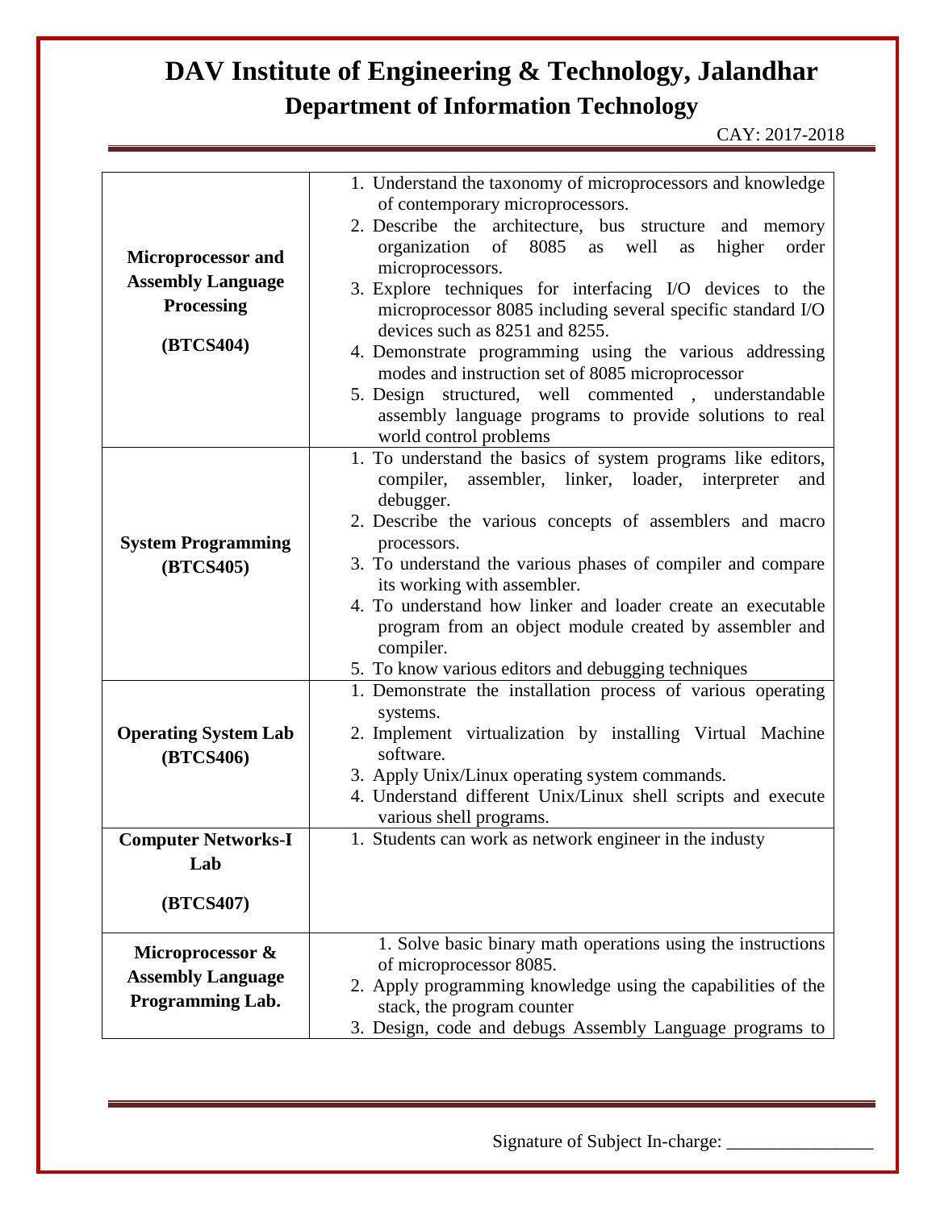# DAV Institute of Engineering & Technology, Jalandhar

## Department of Information Technology

CAY: 2017-2018

| | |
|---|---|
| **Microprocessor and Assembly Language Processing (BTCS404)** | 1. Understand the taxonomy of microprocessors and knowledge of contemporary microprocessors.<br>2. Describe the architecture, bus structure and memory organization of 8085 as well as higher order microprocessors.<br>3. Explore techniques for interfacing I/O devices to the microprocessor 8085 including several specific standard I/O devices such as 8251 and 8255.<br>4. Demonstrate programming using the various addressing modes and instruction set of 8085 microprocessor<br>5. Design structured, well commented , understandable assembly language programs to provide solutions to real world control problems |
| **System Programming (BTCS405)** | 1. To understand the basics of system programs like editors, compiler, assembler, linker, loader, interpreter and debugger.<br>2. Describe the various concepts of assemblers and macro processors.<br>3. To understand the various phases of compiler and compare its working with assembler.<br>4. To understand how linker and loader create an executable program from an object module created by assembler and compiler.<br>5. To know various editors and debugging techniques |
| **Operating System Lab (BTCS406)** | 1. Demonstrate the installation process of various operating systems.<br>2. Implement virtualization by installing Virtual Machine software.<br>3. Apply Unix/Linux operating system commands.<br>4. Understand different Unix/Linux shell scripts and execute various shell programs. |
| **Computer Networks-I Lab (BTCS407)** | 1. Students can work as network engineer in the industy |
| **Microprocessor & Assembly Language Programming Lab.** | 1. Solve basic binary math operations using the instructions of microprocessor 8085.<br>2. Apply programming knowledge using the capabilities of the stack, the program counter<br>3. Design, code and debugs Assembly Language programs to |

Signature of Subject In-charge: ________________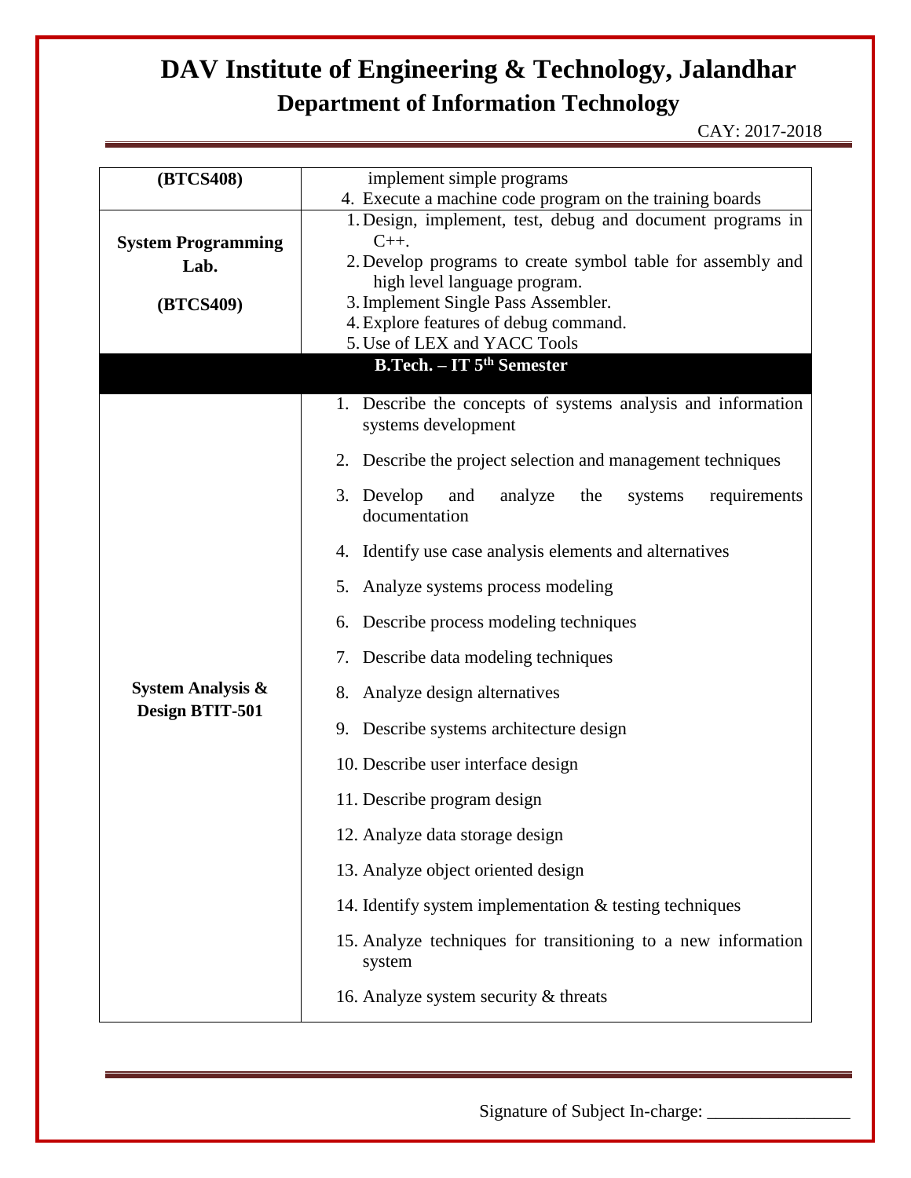| (BTCS408) | implement simple programs<br>4. Execute a machine code program on the training boards |
|---|---|
| **System Programming Lab.**<br><br>**(BTCS409)** | 1. Design, implement, test, debug and document programs in C++.<br>2. Develop programs to create symbol table for assembly and high level language program.<br>3. Implement Single Pass Assembler.<br>4. Explore features of debug command.<br>5. Use of LEX and YACC Tools |
| **B.Tech. – IT 5th Semester** | |
| **System Analysis & Design BTIT-501** | 1. Describe the concepts of systems analysis and information systems development<br>2. Describe the project selection and management techniques<br>3. Develop and analyze the systems requirements documentation<br>4. Identify use case analysis elements and alternatives<br>5. Analyze systems process modeling<br>6. Describe process modeling techniques<br>7. Describe data modeling techniques<br>8. Analyze design alternatives<br>9. Describe systems architecture design<br>10. Describe user interface design<br>11. Describe program design<br>12. Analyze data storage design<br>13. Analyze object oriented design<br>14. Identify system implementation & testing techniques<br>15. Analyze techniques for transitioning to a new information system<br>16. Analyze system security & threats |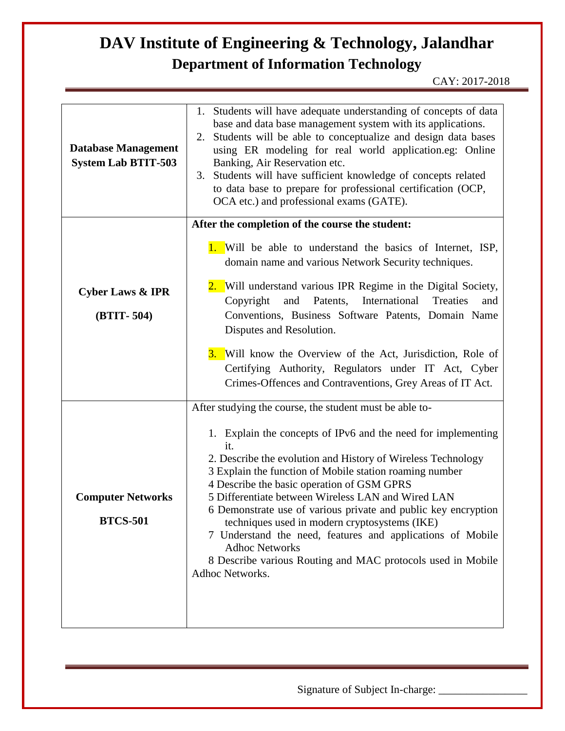# DAV Institute of Engineering & Technology, Jalandhar

## Department of Information Technology

CAY: 2017-2018

| | |
|---|---|
| **Database Management System Lab BTIT-503** | 1. Students will have adequate understanding of concepts of data base and data base management system with its applications.<br>2. Students will be able to conceptualize and design data bases using ER modeling for real world application.eg: Online Banking, Air Reservation etc.<br>3. Students will have sufficient knowledge of concepts related to data base to prepare for professional certification (OCP, OCA etc.) and professional exams (GATE). |
| **Cyber Laws & IPR (BTIT- 504)** | **After the completion of the course the student:**<br>1. Will be able to understand the basics of Internet, ISP, domain name and various Network Security techniques.<br>2. Will understand various IPR Regime in the Digital Society, Copyright and Patents, International Treaties and Conventions, Business Software Patents, Domain Name Disputes and Resolution.<br>3. Will know the Overview of the Act, Jurisdiction, Role of Certifying Authority, Regulators under IT Act, Cyber Crimes-Offences and Contraventions, Grey Areas of IT Act. |
| **Computer Networks BTCS-501** | After studying the course, the student must be able to-<br>1. Explain the concepts of IPv6 and the need for implementing it.<br>2. Describe the evolution and History of Wireless Technology<br>3 Explain the function of Mobile station roaming number<br>4 Describe the basic operation of GSM GPRS<br>5 Differentiate between Wireless LAN and Wired LAN<br>6 Demonstrate use of various private and public key encryption techniques used in modern cryptosystems (IKE)<br>7 Understand the need, features and applications of Mobile Adhoc Networks<br>8 Describe various Routing and MAC protocols used in Mobile Adhoc Networks. |

Signature of Subject In-charge: ________________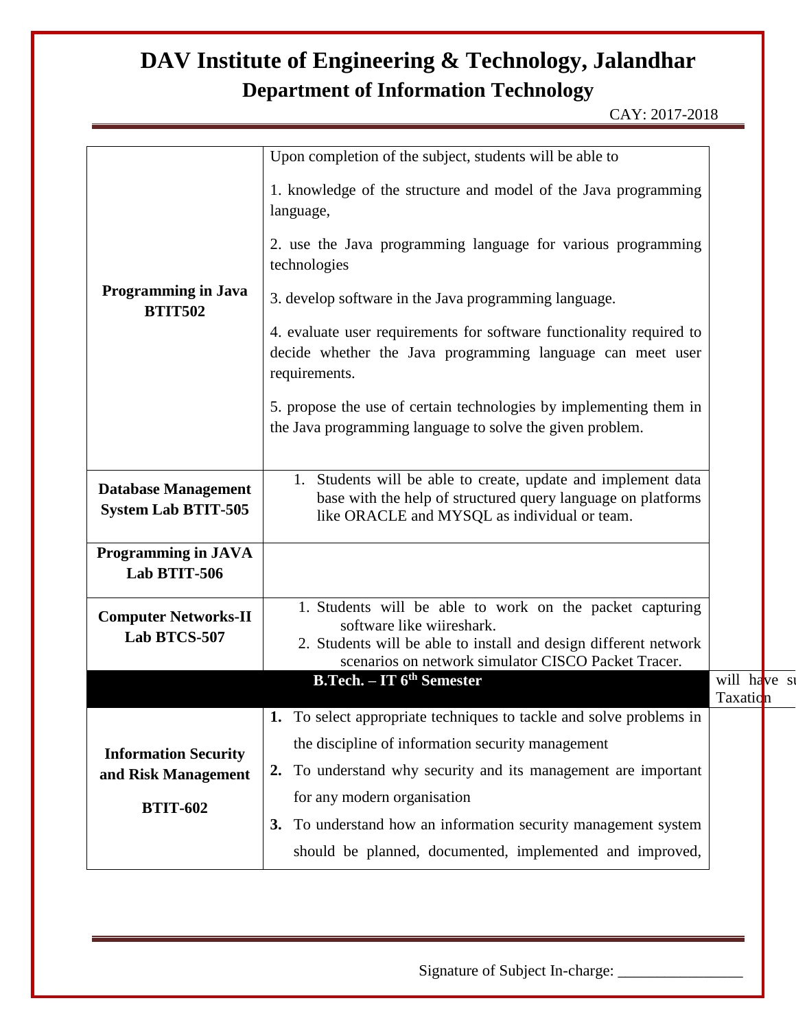# DAV Institute of Engineering & Technology, Jalandhar

## Department of Information Technology

CAY: 2017-2018

| | |
|---|---|
| **Programming in Java BTIT502** | Upon completion of the subject, students will be able to<br><br>1. knowledge of the structure and model of the Java programming language,<br><br>2. use the Java programming language for various programming technologies<br><br>3. develop software in the Java programming language.<br><br>4. evaluate user requirements for software functionality required to decide whether the Java programming language can meet user requirements.<br><br>5. propose the use of certain technologies by implementing them in the Java programming language to solve the given problem. |
| **Database Management System Lab BTIT-505** | 1. Students will be able to create, update and implement data base with the help of structured query language on platforms like ORACLE and MYSQL as individual or team. |
| **Programming in JAVA Lab BTIT-506** | |
| **Computer Networks-II Lab BTCS-507** | 1. Students will be able to work on the packet capturing software like wiireshark.<br>2. Students will be able to install and design different network scenarios on network simulator CISCO Packet Tracer. |
| **B.Tech. – IT 6th Semester** | |
| **Information Security and Risk Management BTIT-602** | **1.** To select appropriate techniques to tackle and solve problems in the discipline of information security management<br>**2.** To understand why security and its management are important for any modern organisation<br>**3.** To understand how an information security management system should be planned, documented, implemented and improved, |

will have su
Taxation

Signature of Subject In-charge: ________________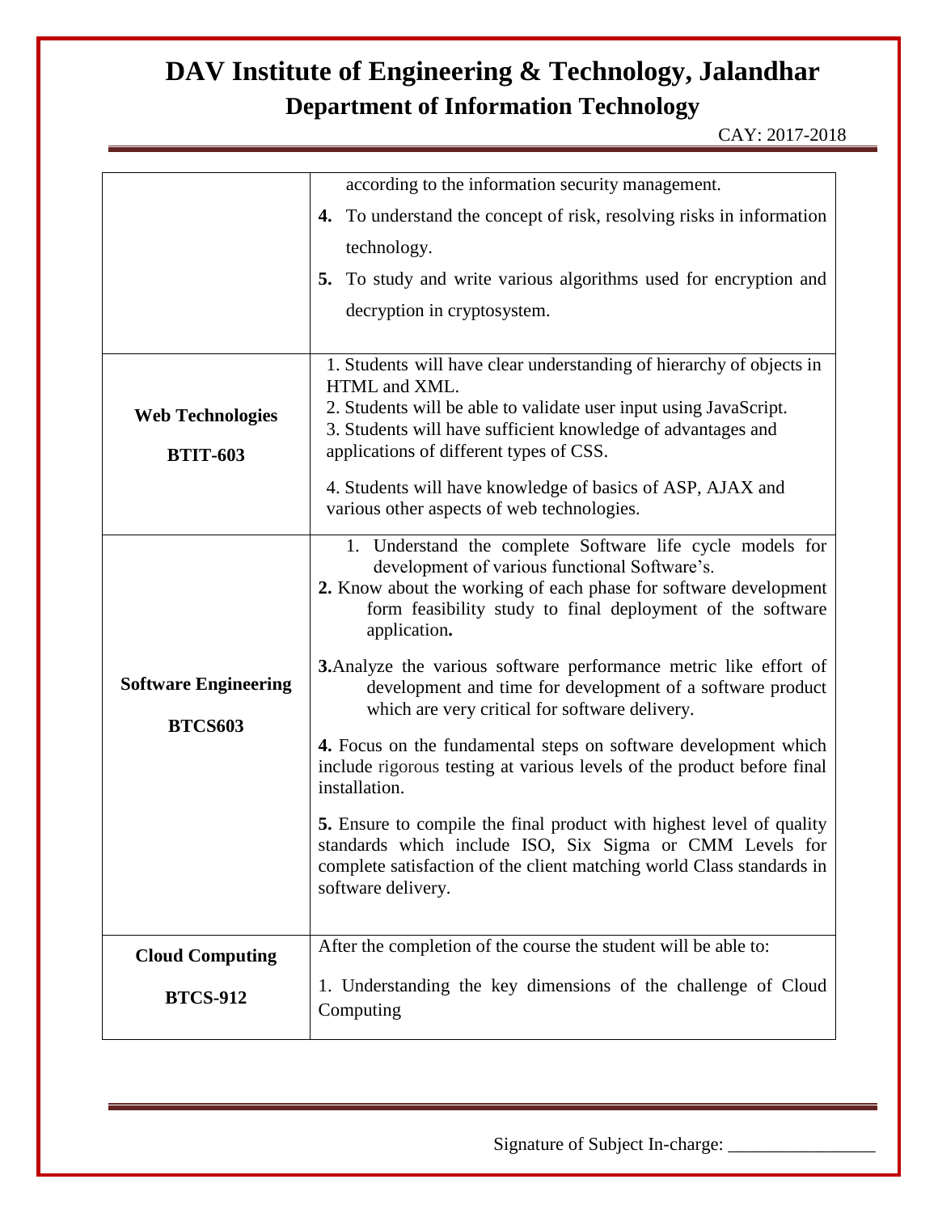| | |
|---|---|
| | according to the information security management.<br>**4.** To understand the concept of risk, resolving risks in information technology.<br>**5.** To study and write various algorithms used for encryption and decryption in cryptosystem. |
| **Web Technologies**<br><br>**BTIT-603** | 1. Students will have clear understanding of hierarchy of objects in HTML and XML.<br>2. Students will be able to validate user input using JavaScript.<br>3. Students will have sufficient knowledge of advantages and applications of different types of CSS.<br>4. Students will have knowledge of basics of ASP, AJAX and various other aspects of web technologies. |
| **Software Engineering**<br><br>**BTCS603** | 1. Understand the complete Software life cycle models for development of various functional Software's.<br>**2.** Know about the working of each phase for software development form feasibility study to final deployment of the software application**.**<br>**3.**Analyze the various software performance metric like effort of development and time for development of a software product which are very critical for software delivery.<br>**4.** Focus on the fundamental steps on software development which include rigorous testing at various levels of the product before final installation.<br>**5.** Ensure to compile the final product with highest level of quality standards which include ISO, Six Sigma or CMM Levels for complete satisfaction of the client matching world Class standards in software delivery. |
| **Cloud Computing**<br><br>**BTCS-912** | After the completion of the course the student will be able to:<br>1. Understanding the key dimensions of the challenge of Cloud Computing |

Signature of Subject In-charge: ________________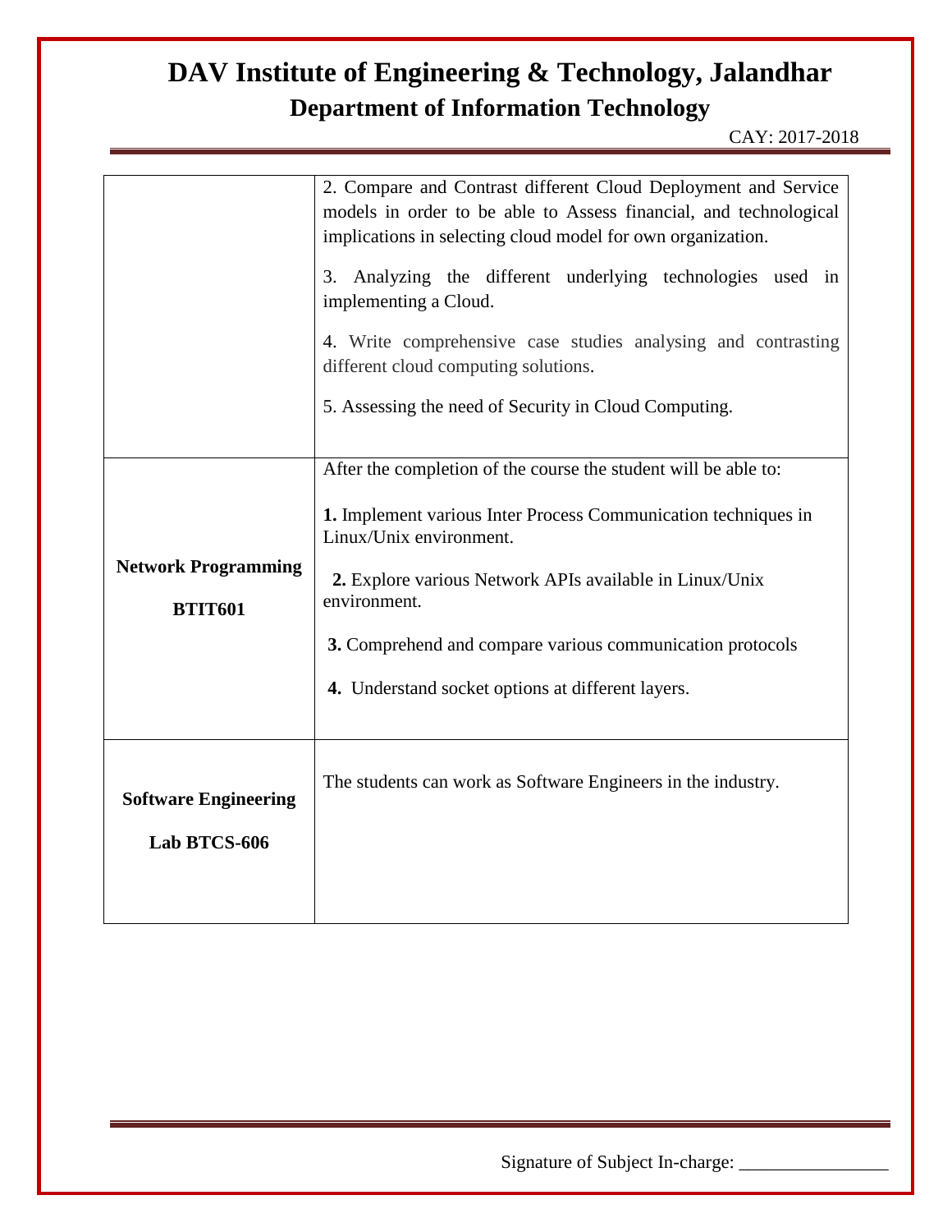# DAV Institute of Engineering & Technology, Jalandhar

## Department of Information Technology

CAY: 2017-2018

| | |
|---|---|
| | 2. Compare and Contrast different Cloud Deployment and Service models in order to be able to Assess financial, and technological implications in selecting cloud model for own organization.<br><br>3. Analyzing the different underlying technologies used in implementing a Cloud.<br><br>4. Write comprehensive case studies analysing and contrasting different cloud computing solutions.<br><br>5. Assessing the need of Security in Cloud Computing. |
| **Network Programming**<br><br>**BTIT601** | After the completion of the course the student will be able to:<br><br>**1.** Implement various Inter Process Communication techniques in Linux/Unix environment.<br><br>**2.** Explore various Network APIs available in Linux/Unix environment.<br><br>**3.** Comprehend and compare various communication protocols<br><br>**4.** Understand socket options at different layers. |
| **Software Engineering**<br><br>**Lab BTCS-606** | The students can work as Software Engineers in the industry. |

Signature of Subject In-charge: ________________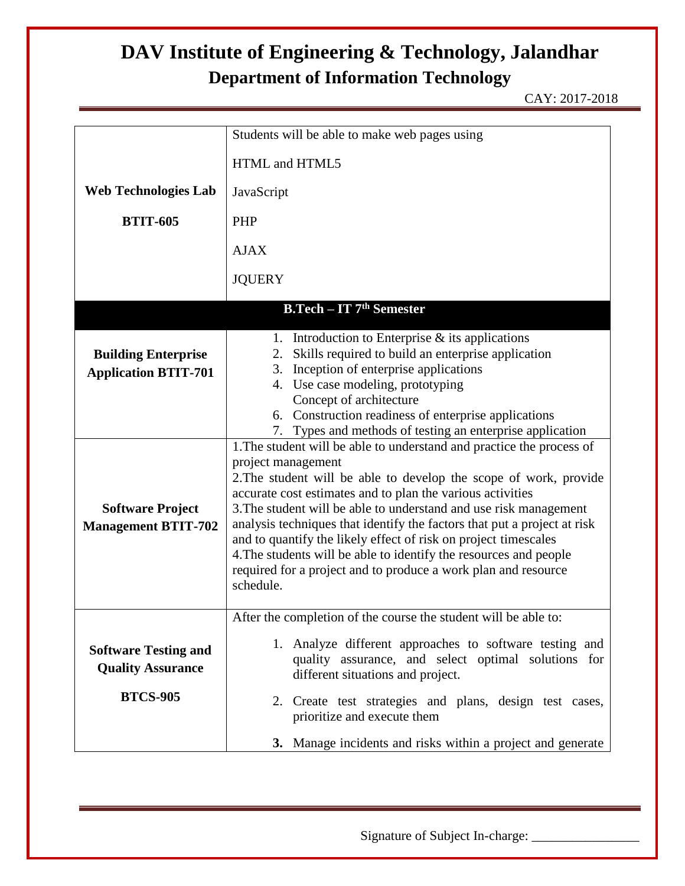# DAV Institute of Engineering & Technology, Jalandhar

## Department of Information Technology

CAY: 2017-2018

| | |
|---|---|
| **Web Technologies Lab**<br><br>**BTIT-605** | Students will be able to make web pages using<br><br>HTML and HTML5<br><br>JavaScript<br><br>PHP<br><br>AJAX<br><br>JQUERY |
| **B.Tech – IT 7th Semester** | |
| **Building Enterprise Application BTIT-701** | 1. Introduction to Enterprise & its applications<br>2. Skills required to build an enterprise application<br>3. Inception of enterprise applications<br>4. Use case modeling, prototyping<br>Concept of architecture<br>6. Construction readiness of enterprise applications<br>7. Types and methods of testing an enterprise application |
| **Software Project Management BTIT-702** | 1.The student will be able to understand and practice the process of project management<br>2.The student will be able to develop the scope of work, provide accurate cost estimates and to plan the various activities<br>3.The student will be able to understand and use risk management analysis techniques that identify the factors that put a project at risk and to quantify the likely effect of risk on project timescales<br>4.The students will be able to identify the resources and people required for a project and to produce a work plan and resource schedule. |
| **Software Testing and Quality Assurance**<br><br>**BTCS-905** | After the completion of the course the student will be able to:<br><br>1. Analyze different approaches to software testing and quality assurance, and select optimal solutions for different situations and project.<br><br>2. Create test strategies and plans, design test cases, prioritize and execute them<br><br>**3.** Manage incidents and risks within a project and generate |

Signature of Subject In-charge: ________________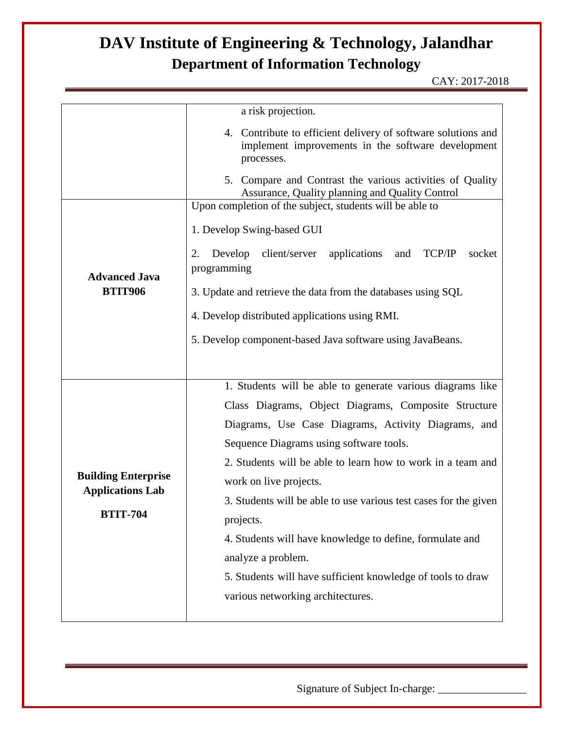| | |
|---|---|
| | a risk projection.<br>4. Contribute to efficient delivery of software solutions and implement improvements in the software development processes.<br>5. Compare and Contrast the various activities of Quality Assurance, Quality planning and Quality Control |
| **Advanced Java**<br>**BTIT906** | Upon completion of the subject, students will be able to<br>1. Develop Swing-based GUI<br>2. Develop client/server applications and TCP/IP socket programming<br>3. Update and retrieve the data from the databases using SQL<br>4. Develop distributed applications using RMI.<br>5. Develop component-based Java software using JavaBeans. |
| **Building Enterprise Applications Lab**<br>**BTIT-704** | 1. Students will be able to generate various diagrams like Class Diagrams, Object Diagrams, Composite Structure Diagrams, Use Case Diagrams, Activity Diagrams, and Sequence Diagrams using software tools.<br>2. Students will be able to learn how to work in a team and work on live projects.<br>3. Students will be able to use various test cases for the given projects.<br>4. Students will have knowledge to define, formulate and analyze a problem.<br>5. Students will have sufficient knowledge of tools to draw various networking architectures. |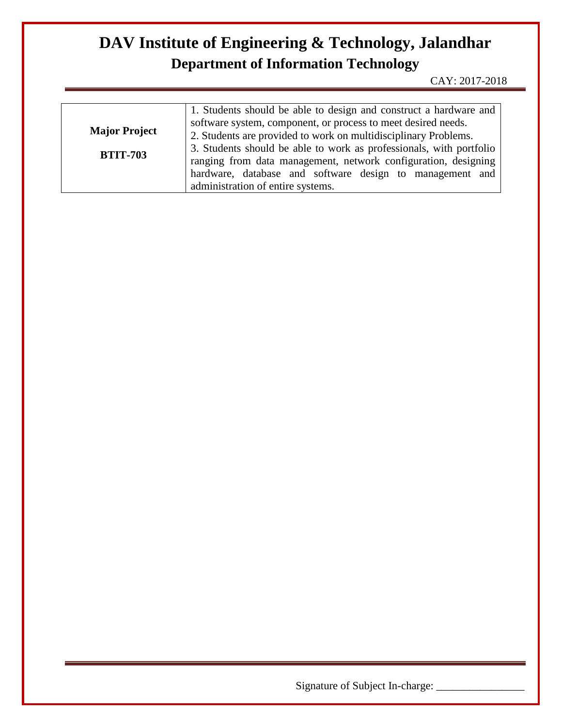| | |
|---|---|
| **Major Project**<br><br>**BTIT-703** | 1. Students should be able to design and construct a hardware and software system, component, or process to meet desired needs.<br>2. Students are provided to work on multidisciplinary Problems.<br>3. Students should be able to work as professionals, with portfolio ranging from data management, network configuration, designing hardware, database and software design to management and administration of entire systems. |

Signature of Subject In-charge: ________________